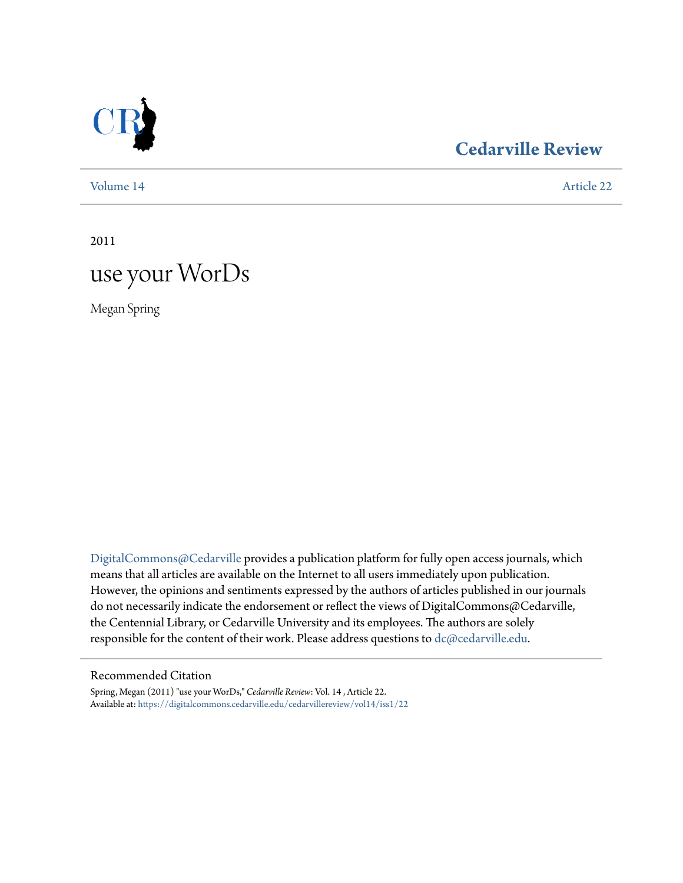# Cedarville Review

Volume 14 | Article 22

2011

# use your WorDs

Megan Spring

DigitalCommons@Cedarville provides a publication platform for fully open access journals, which means that all articles are available on the Internet to all users immediately upon publication. However, the opinions and sentiments expressed by the authors of articles published in our journals do not necessarily indicate the endorsement or reflect the views of DigitalCommons@Cedarville, the Centennial Library, or Cedarville University and its employees. The authors are solely responsible for the content of their work. Please address questions to dc@cedarville.edu.

## Recommended Citation

Spring, Megan (2011) "use your WorDs," *Cedarville Review*: Vol. 14 , Article 22.
Available at: https://digitalcommons.cedarville.edu/cedarvillereview/vol14/iss1/22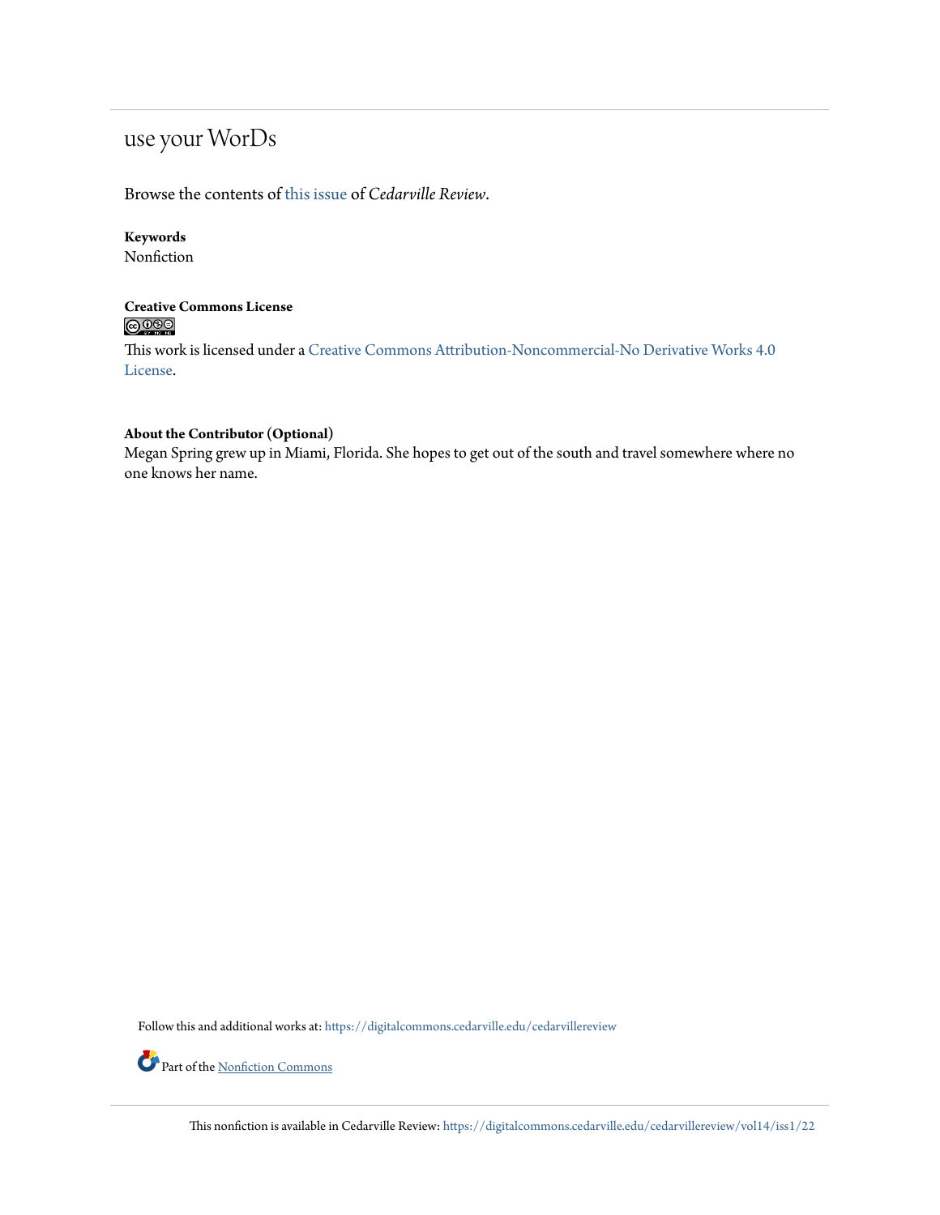## use your WorDs

Browse the contents of this issue of *Cedarville Review*.

**Keywords**
Nonfiction

**Creative Commons License**

This work is licensed under a Creative Commons Attribution-Noncommercial-No Derivative Works 4.0 License.

**About the Contributor (Optional)**
Megan Spring grew up in Miami, Florida. She hopes to get out of the south and travel somewhere where no one knows her name.

Follow this and additional works at: https://digitalcommons.cedarville.edu/cedarvillereview

Part of the Nonfiction Commons

This nonfiction is available in Cedarville Review: https://digitalcommons.cedarville.edu/cedarvillereview/vol14/iss1/22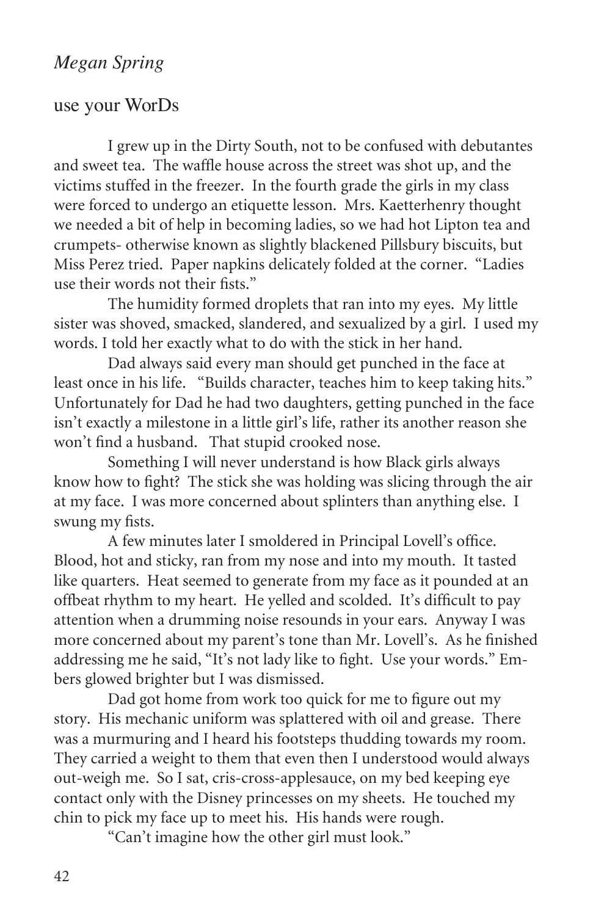*Megan Spring*

## use your WorDs

I grew up in the Dirty South, not to be confused with debutantes and sweet tea. The waffle house across the street was shot up, and the victims stuffed in the freezer. In the fourth grade the girls in my class were forced to undergo an etiquette lesson. Mrs. Kaetterhenry thought we needed a bit of help in becoming ladies, so we had hot Lipton tea and crumpets- otherwise known as slightly blackened Pillsbury biscuits, but Miss Perez tried. Paper napkins delicately folded at the corner. "Ladies use their words not their fists."

The humidity formed droplets that ran into my eyes. My little sister was shoved, smacked, slandered, and sexualized by a girl. I used my words. I told her exactly what to do with the stick in her hand.

Dad always said every man should get punched in the face at least once in his life. "Builds character, teaches him to keep taking hits." Unfortunately for Dad he had two daughters, getting punched in the face isn't exactly a milestone in a little girl's life, rather its another reason she won't find a husband. That stupid crooked nose.

Something I will never understand is how Black girls always know how to fight? The stick she was holding was slicing through the air at my face. I was more concerned about splinters than anything else. I swung my fists.

A few minutes later I smoldered in Principal Lovell's office. Blood, hot and sticky, ran from my nose and into my mouth. It tasted like quarters. Heat seemed to generate from my face as it pounded at an offbeat rhythm to my heart. He yelled and scolded. It's difficult to pay attention when a drumming noise resounds in your ears. Anyway I was more concerned about my parent's tone than Mr. Lovell's. As he finished addressing me he said, "It's not lady like to fight. Use your words." Embers glowed brighter but I was dismissed.

Dad got home from work too quick for me to figure out my story. His mechanic uniform was splattered with oil and grease. There was a murmuring and I heard his footsteps thudding towards my room. They carried a weight to them that even then I understood would always out-weigh me. So I sat, cris-cross-applesauce, on my bed keeping eye contact only with the Disney princesses on my sheets. He touched my chin to pick my face up to meet his. His hands were rough.

"Can't imagine how the other girl must look."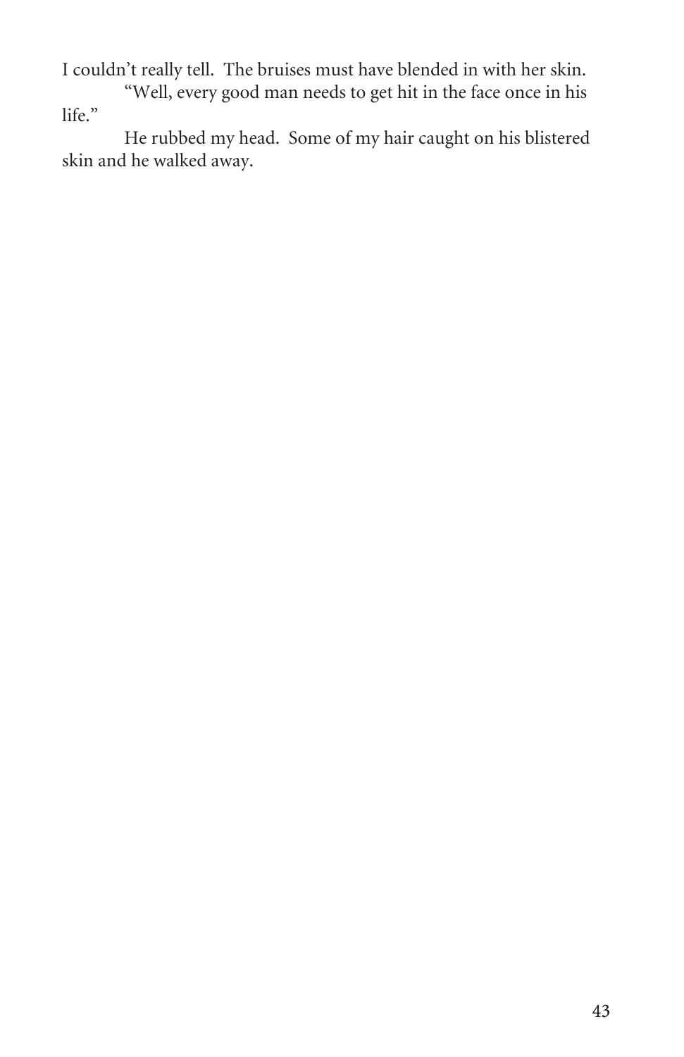I couldn't really tell. The bruises must have blended in with her skin.

"Well, every good man needs to get hit in the face once in his life."

He rubbed my head. Some of my hair caught on his blistered skin and he walked away.